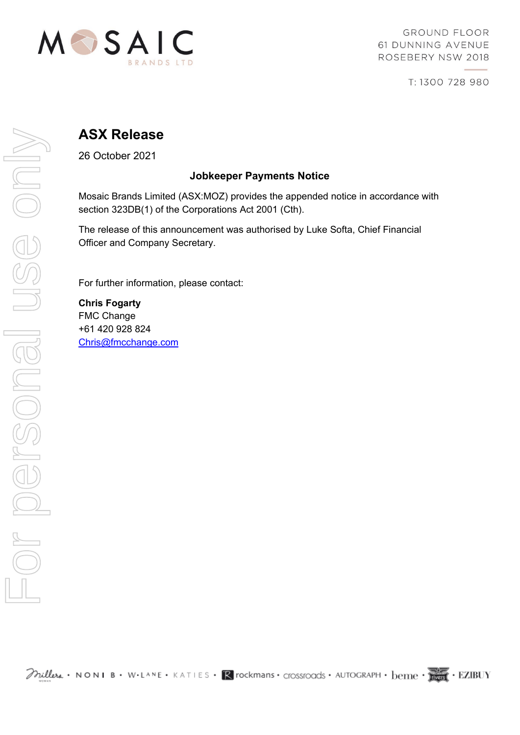MOSAIC BRANDS LTD

GROUND FLOOR
61 DUNNING AVENUE
ROSEBERY NSW 2018

T: 1300 728 980

# ASX Release

26 October 2021

### Jobkeeper Payments Notice

Mosaic Brands Limited (ASX:MOZ) provides the appended notice in accordance with section 323DB(1) of the Corporations Act 2001 (Cth).

The release of this announcement was authorised by Luke Softa, Chief Financial Officer and Company Secretary.

For further information, please contact:

**Chris Fogarty**
FMC Change
+61 420 928 824
Chris@fmcchange.com

Millers • NONI B • W.LANE • KATIES • rockmans • crossroads • AUTOGRAPH • beme • rivers • EZIBUY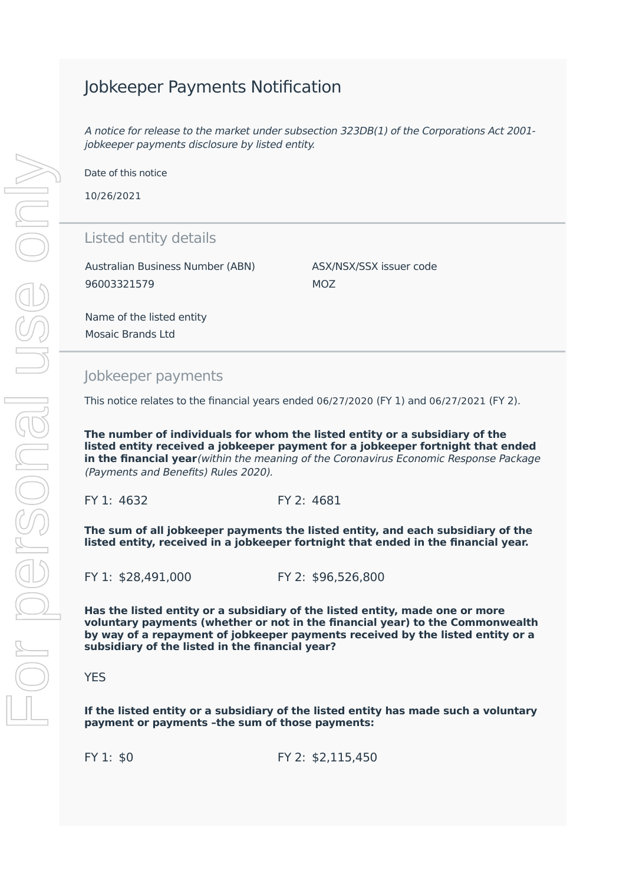# Jobkeeper Payments Notification

*A notice for release to the market under subsection 323DB(1) of the Corporations Act 2001-jobkeeper payments disclosure by listed entity.*

Date of this notice

10/26/2021

## Listed entity details

Australian Business Number (ABN)

96003321579

ASX/NSX/SSX issuer code

MOZ

Name of the listed entity

Mosaic Brands Ltd

## Jobkeeper payments

This notice relates to the financial years ended 06/27/2020 (FY 1) and 06/27/2021 (FY 2).

**The number of individuals for whom the listed entity or a subsidiary of the listed entity received a jobkeeper payment for a jobkeeper fortnight that ended in the financial year***(within the meaning of the Coronavirus Economic Response Package (Payments and Benefits) Rules 2020).*

FY 1: 4632

FY 2: 4681

**The sum of all jobkeeper payments the listed entity, and each subsidiary of the listed entity, received in a jobkeeper fortnight that ended in the financial year.**

FY 1: $28,491,000

FY 2: $96,526,800

**Has the listed entity or a subsidiary of the listed entity, made one or more voluntary payments (whether or not in the financial year) to the Commonwealth by way of a repayment of jobkeeper payments received by the listed entity or a subsidiary of the listed in the financial year?**

YES

**If the listed entity or a subsidiary of the listed entity has made such a voluntary payment or payments –the sum of those payments:**

FY 1: $0

FY 2: $2,115,450